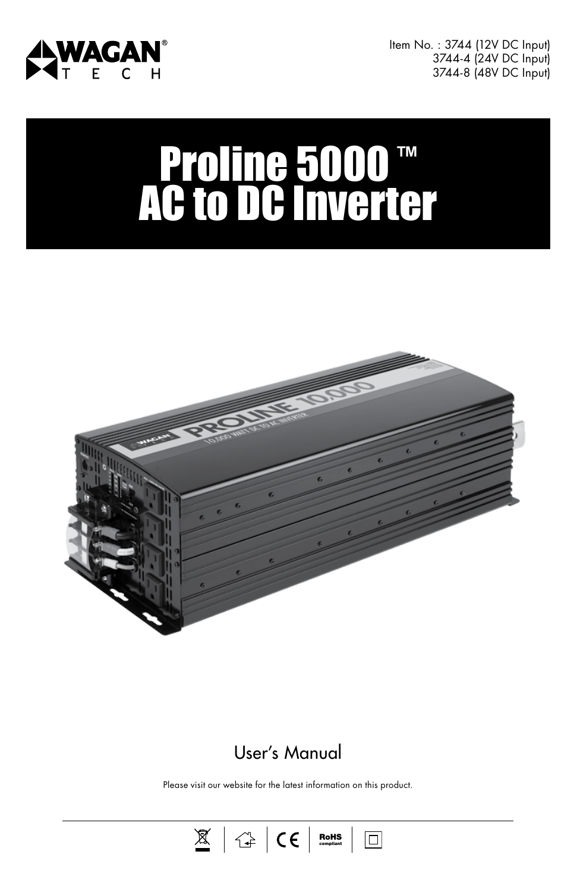WAGAN® TECH

Item No. : 3744 (12V DC Input)
3744-4 (24V DC Input)
3744-8 (48V DC Input)

# Proline 5000 ™ AC to DC Inverter

User's Manual

Please visit our website for the latest information on this product.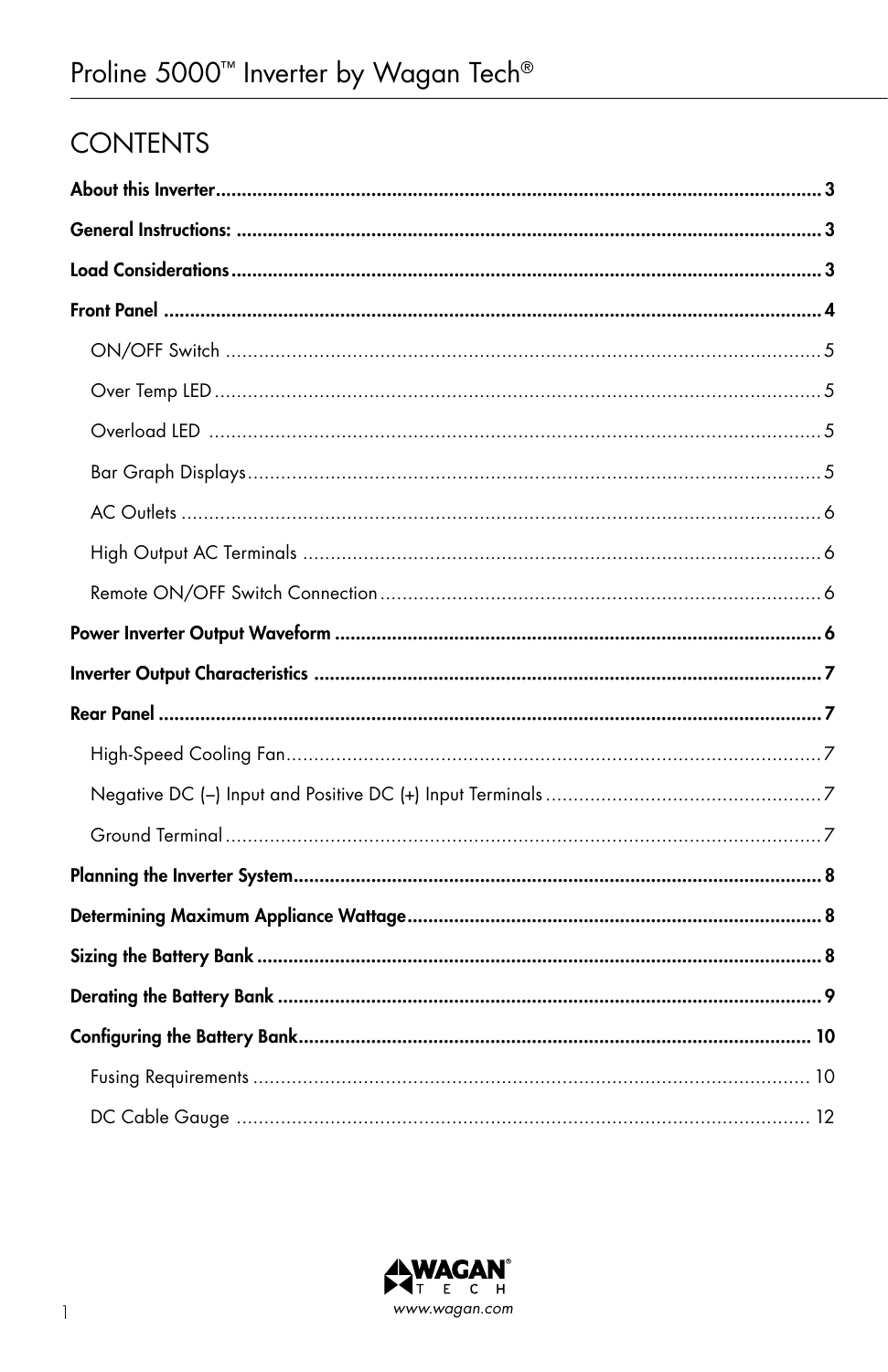# CONTENTS

**About this Inverter** ..... 3

**General Instructions:** ..... 3

**Load Considerations** ..... 3

**Front Panel** ..... 4

- ON/OFF Switch ..... 5
- Over Temp LED ..... 5
- Overload LED ..... 5
- Bar Graph Displays ..... 5
- AC Outlets ..... 6
- High Output AC Terminals ..... 6
- Remote ON/OFF Switch Connection ..... 6

**Power Inverter Output Waveform** ..... 6

**Inverter Output Characteristics** ..... 7

**Rear Panel** ..... 7

- High-Speed Cooling Fan ..... 7
- Negative DC (–) Input and Positive DC (+) Input Terminals ..... 7
- Ground Terminal ..... 7

**Planning the Inverter System** ..... 8

**Determining Maximum Appliance Wattage** ..... 8

**Sizing the Battery Bank** ..... 8

**Derating the Battery Bank** ..... 9

**Configuring the Battery Bank** ..... 10

- Fusing Requirements ..... 10
- DC Cable Gauge ..... 12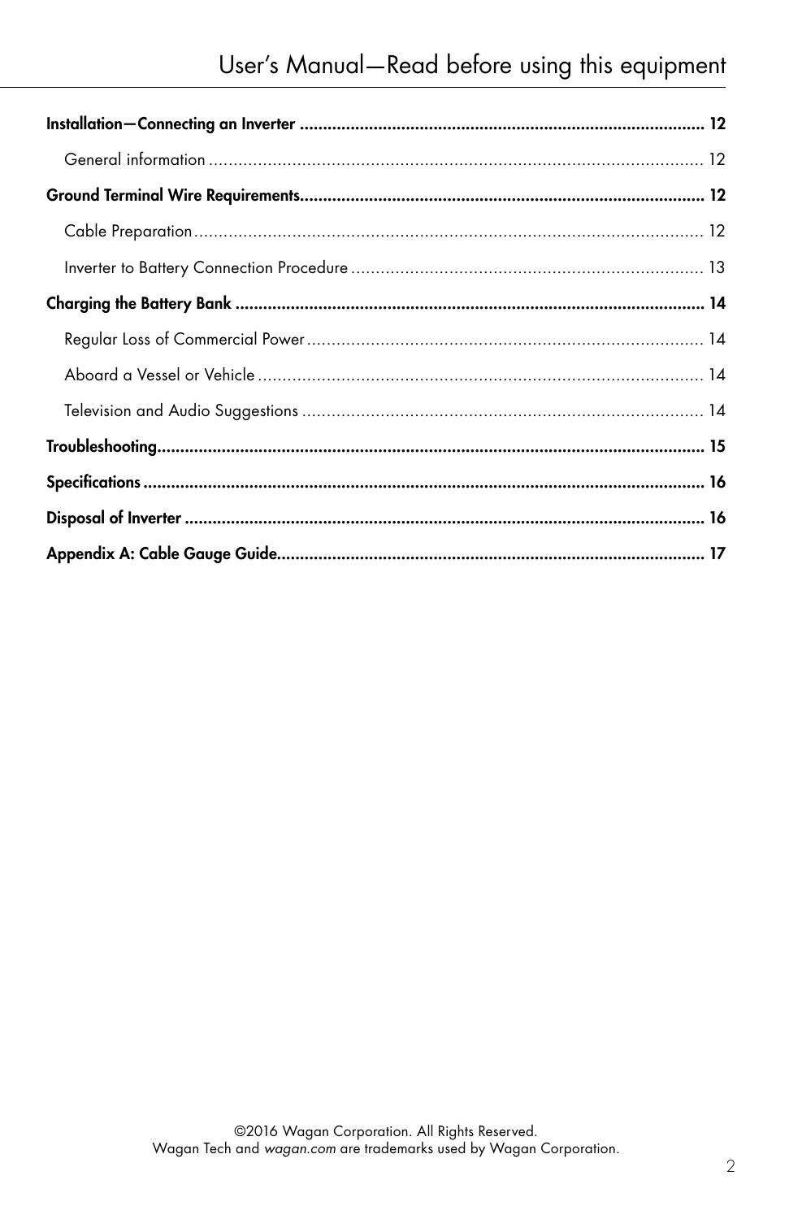**Installation—Connecting an Inverter ........................................................................................ 12**

General information ........................................................................................................ 12

**Ground Terminal Wire Requirements........................................................................................ 12**

Cable Preparation............................................................................................................ 12

Inverter to Battery Connection Procedure ........................................................................ 13

**Charging the Battery Bank ........................................................................................................ 14**

Regular Loss of Commercial Power ................................................................................. 14

Aboard a Vessel or Vehicle .............................................................................................. 14

Television and Audio Suggestions ................................................................................... 14

**Troubleshooting........................................................................................................................ 15**

**Specifications ........................................................................................................................... 16**

**Disposal of Inverter .................................................................................................................. 16**

**Appendix A: Cable Gauge Guide.............................................................................................. 17**

©2016 Wagan Corporation. All Rights Reserved.
Wagan Tech and *wagan.com* are trademarks used by Wagan Corporation.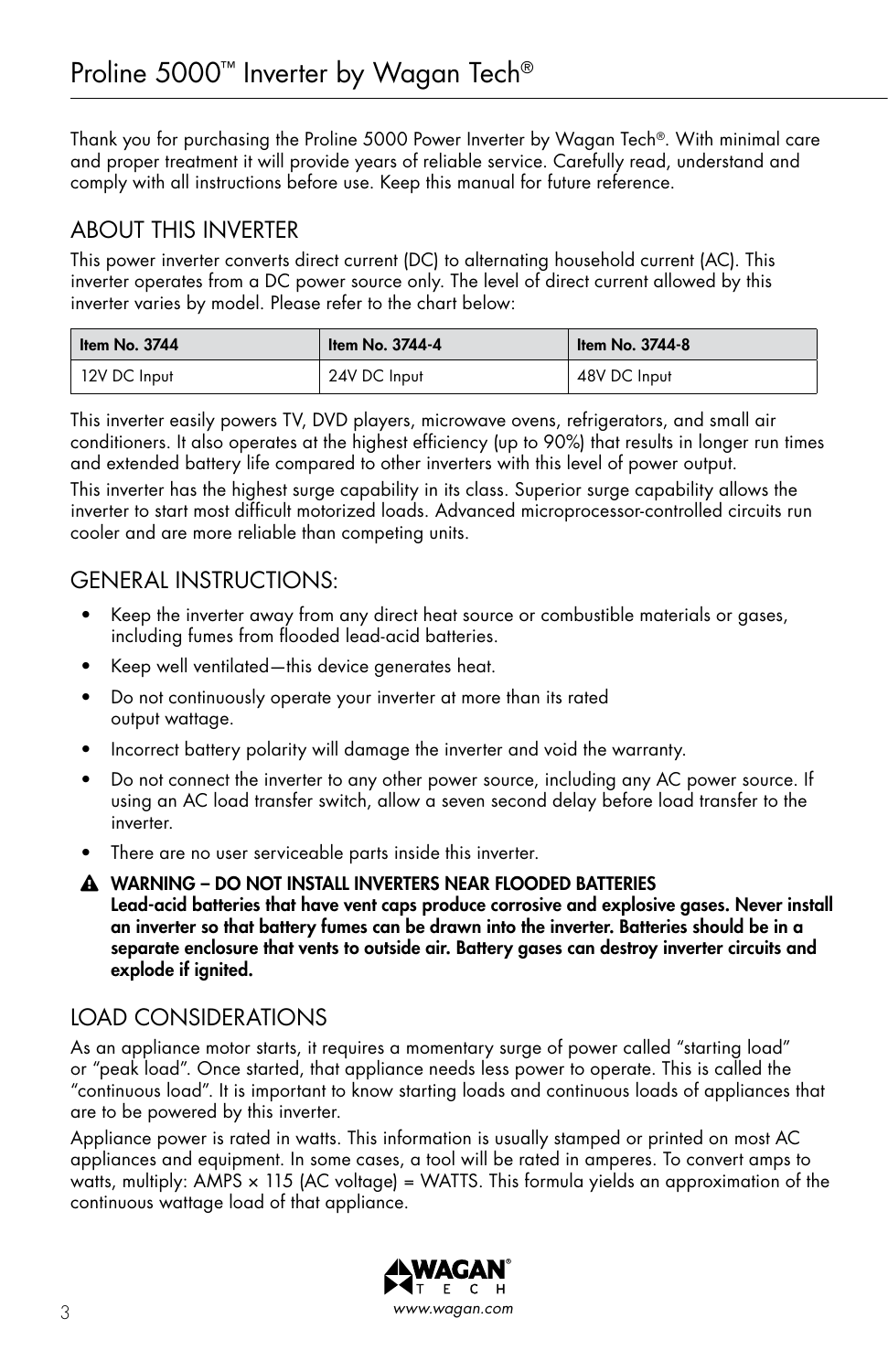# Proline 5000™ Inverter by Wagan Tech®

Thank you for purchasing the Proline 5000 Power Inverter by Wagan Tech®. With minimal care and proper treatment it will provide years of reliable service. Carefully read, understand and comply with all instructions before use. Keep this manual for future reference.

## ABOUT THIS INVERTER

This power inverter converts direct current (DC) to alternating household current (AC). This inverter operates from a DC power source only. The level of direct current allowed by this inverter varies by model. Please refer to the chart below:

| Item No. 3744 | Item No. 3744-4 | Item No. 3744-8 |
|---|---|---|
| 12V DC Input | 24V DC Input | 48V DC Input |

This inverter easily powers TV, DVD players, microwave ovens, refrigerators, and small air conditioners. It also operates at the highest efficiency (up to 90%) that results in longer run times and extended battery life compared to other inverters with this level of power output.

This inverter has the highest surge capability in its class. Superior surge capability allows the inverter to start most difficult motorized loads. Advanced microprocessor-controlled circuits run cooler and are more reliable than competing units.

## GENERAL INSTRUCTIONS:

- Keep the inverter away from any direct heat source or combustible materials or gases, including fumes from flooded lead-acid batteries.
- Keep well ventilated—this device generates heat.
- Do not continuously operate your inverter at more than its rated output wattage.
- Incorrect battery polarity will damage the inverter and void the warranty.
- Do not connect the inverter to any other power source, including any AC power source. If using an AC load transfer switch, allow a seven second delay before load transfer to the inverter.
- There are no user serviceable parts inside this inverter.

⚠ **WARNING – DO NOT INSTALL INVERTERS NEAR FLOODED BATTERIES**
**Lead-acid batteries that have vent caps produce corrosive and explosive gases. Never install an inverter so that battery fumes can be drawn into the inverter. Batteries should be in a separate enclosure that vents to outside air. Battery gases can destroy inverter circuits and explode if ignited.**

## LOAD CONSIDERATIONS

As an appliance motor starts, it requires a momentary surge of power called "starting load" or "peak load". Once started, that appliance needs less power to operate. This is called the "continuous load". It is important to know starting loads and continuous loads of appliances that are to be powered by this inverter.

Appliance power is rated in watts. This information is usually stamped or printed on most AC appliances and equipment. In some cases, a tool will be rated in amperes. To convert amps to watts, multiply: AMPS × 115 (AC voltage) = WATTS. This formula yields an approximation of the continuous wattage load of that appliance.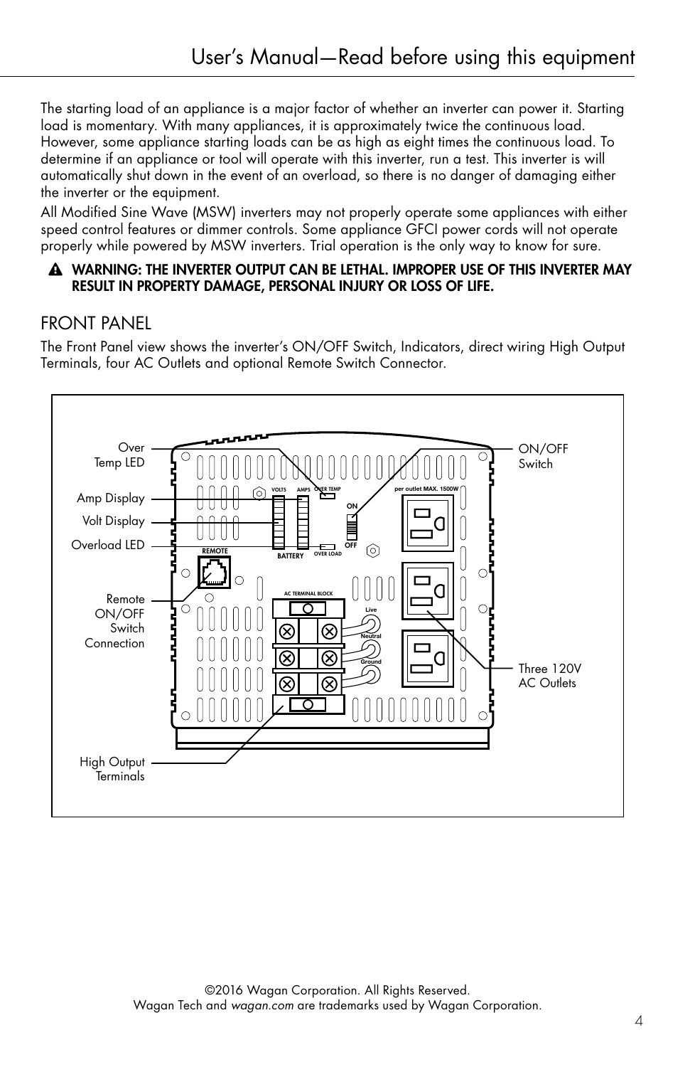The starting load of an appliance is a major factor of whether an inverter can power it. Starting load is momentary. With many appliances, it is approximately twice the continuous load. However, some appliance starting loads can be as high as eight times the continuous load. To determine if an appliance or tool will operate with this inverter, run a test. This inverter is will automatically shut down in the event of an overload, so there is no danger of damaging either the inverter or the equipment.

All Modified Sine Wave (MSW) inverters may not properly operate some appliances with either speed control features or dimmer controls. Some appliance GFCI power cords will not operate properly while powered by MSW inverters. Trial operation is the only way to know for sure.

⚠ **WARNING: THE INVERTER OUTPUT CAN BE LETHAL. IMPROPER USE OF THIS INVERTER MAY RESULT IN PROPERTY DAMAGE, PERSONAL INJURY OR LOSS OF LIFE.**

## FRONT PANEL

The Front Panel view shows the inverter's ON/OFF Switch, Indicators, direct wiring High Output Terminals, four AC Outlets and optional Remote Switch Connector.

Over Temp LED

Amp Display

Volt Display

Overload LED

Remote ON/OFF Switch Connection

High Output Terminals

ON/OFF Switch

Three 120V AC Outlets

VOLTS AMPS OVER TEMP

BATTERY OVER LOAD

ON OFF

per outlet MAX. 1500W

REMOTE

AC TERMINAL BLOCK

Live Neutral Ground

©2016 Wagan Corporation. All Rights Reserved.
Wagan Tech and *wagan.com* are trademarks used by Wagan Corporation.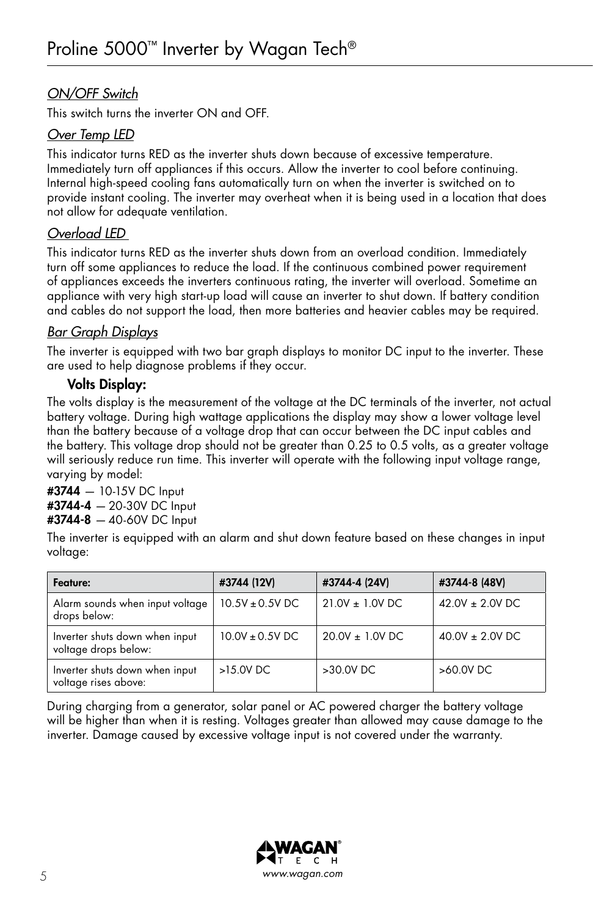### *ON/OFF Switch*

This switch turns the inverter ON and OFF.

### *Over Temp LED*

This indicator turns RED as the inverter shuts down because of excessive temperature. Immediately turn off appliances if this occurs. Allow the inverter to cool before continuing. Internal high-speed cooling fans automatically turn on when the inverter is switched on to provide instant cooling. The inverter may overheat when it is being used in a location that does not allow for adequate ventilation.

### *Overload LED*

This indicator turns RED as the inverter shuts down from an overload condition. Immediately turn off some appliances to reduce the load. If the continuous combined power requirement of appliances exceeds the inverters continuous rating, the inverter will overload. Sometime an appliance with very high start-up load will cause an inverter to shut down. If battery condition and cables do not support the load, then more batteries and heavier cables may be required.

### *Bar Graph Displays*

The inverter is equipped with two bar graph displays to monitor DC input to the inverter. These are used to help diagnose problems if they occur.

**Volts Display:**

The volts display is the measurement of the voltage at the DC terminals of the inverter, not actual battery voltage. During high wattage applications the display may show a lower voltage level than the battery because of a voltage drop that can occur between the DC input cables and the battery. This voltage drop should not be greater than 0.25 to 0.5 volts, as a greater voltage will seriously reduce run time. This inverter will operate with the following input voltage range, varying by model:

**#3744** — 10-15V DC Input
**#3744-4** — 20-30V DC Input
**#3744-8** — 40-60V DC Input

The inverter is equipped with an alarm and shut down feature based on these changes in input voltage:

| Feature: | #3744 (12V) | #3744-4 (24V) | #3744-8 (48V) |
|---|---|---|---|
| Alarm sounds when input voltage drops below: | 10.5V ± 0.5V DC | 21.0V ± 1.0V DC | 42.0V ± 2.0V DC |
| Inverter shuts down when input voltage drops below: | 10.0V ± 0.5V DC | 20.0V ± 1.0V DC | 40.0V ± 2.0V DC |
| Inverter shuts down when input voltage rises above: | >15.0V DC | >30.0V DC | >60.0V DC |

During charging from a generator, solar panel or AC powered charger the battery voltage will be higher than when it is resting. Voltages greater than allowed may cause damage to the inverter. Damage caused by excessive voltage input is not covered under the warranty.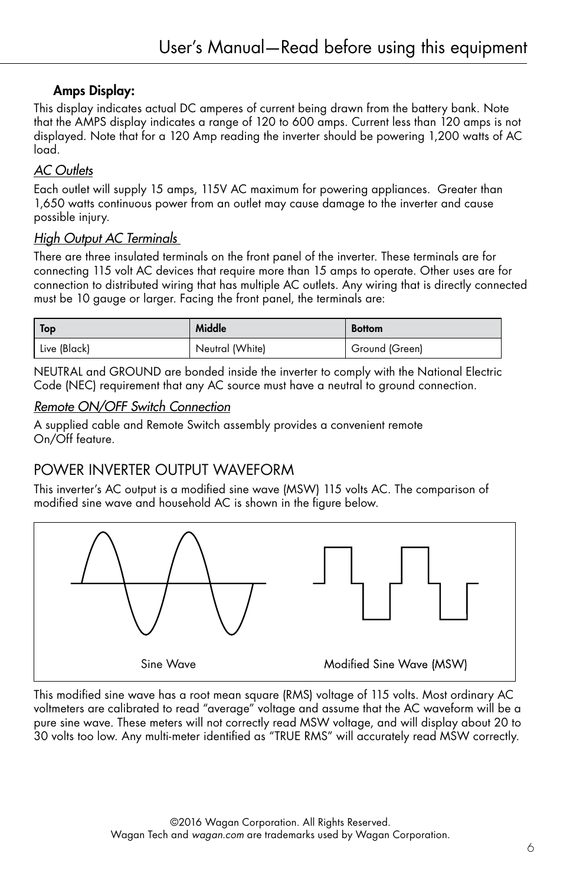### Amps Display:

This display indicates actual DC amperes of current being drawn from the battery bank. Note that the AMPS display indicates a range of 120 to 600 amps. Current less than 120 amps is not displayed. Note that for a 120 Amp reading the inverter should be powering 1,200 watts of AC load.

*AC Outlets*

Each outlet will supply 15 amps, 115V AC maximum for powering appliances. Greater than 1,650 watts continuous power from an outlet may cause damage to the inverter and cause possible injury.

*High Output AC Terminals*

There are three insulated terminals on the front panel of the inverter. These terminals are for connecting 115 volt AC devices that require more than 15 amps to operate. Other uses are for connection to distributed wiring that has multiple AC outlets. Any wiring that is directly connected must be 10 gauge or larger. Facing the front panel, the terminals are:

| Top | Middle | Bottom |
|---|---|---|
| Live (Black) | Neutral (White) | Ground (Green) |

NEUTRAL and GROUND are bonded inside the inverter to comply with the National Electric Code (NEC) requirement that any AC source must have a neutral to ground connection.

*Remote ON/OFF Switch Connection*

A supplied cable and Remote Switch assembly provides a convenient remote On/Off feature.

## POWER INVERTER OUTPUT WAVEFORM

This inverter's AC output is a modified sine wave (MSW) 115 volts AC. The comparison of modified sine wave and household AC is shown in the figure below.

Sine Wave    Modified Sine Wave (MSW)

This modified sine wave has a root mean square (RMS) voltage of 115 volts. Most ordinary AC voltmeters are calibrated to read "average" voltage and assume that the AC waveform will be a pure sine wave. These meters will not correctly read MSW voltage, and will display about 20 to 30 volts too low. Any multi-meter identified as "TRUE RMS" will accurately read MSW correctly.

©2016 Wagan Corporation. All Rights Reserved.
Wagan Tech and *wagan.com* are trademarks used by Wagan Corporation.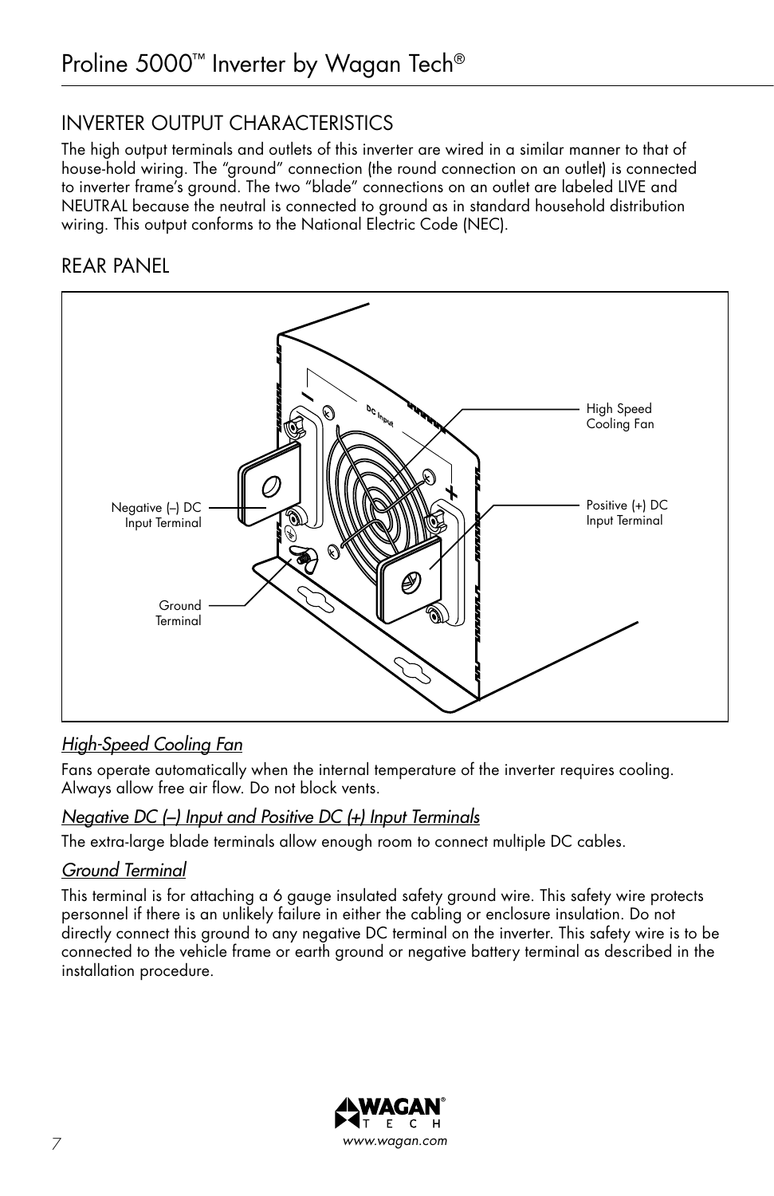## INVERTER OUTPUT CHARACTERISTICS

The high output terminals and outlets of this inverter are wired in a similar manner to that of house-hold wiring. The "ground" connection (the round connection on an outlet) is connected to inverter frame's ground. The two "blade" connections on an outlet are labeled LIVE and NEUTRAL because the neutral is connected to ground as in standard household distribution wiring. This output conforms to the National Electric Code (NEC).

## REAR PANEL

High Speed Cooling Fan

Negative (–) DC Input Terminal

Positive (+) DC Input Terminal

Ground Terminal

### *High-Speed Cooling Fan*

Fans operate automatically when the internal temperature of the inverter requires cooling. Always allow free air flow. Do not block vents.

### *Negative DC (–) Input and Positive DC (+) Input Terminals*

The extra-large blade terminals allow enough room to connect multiple DC cables.

### *Ground Terminal*

This terminal is for attaching a 6 gauge insulated safety ground wire. This safety wire protects personnel if there is an unlikely failure in either the cabling or enclosure insulation. Do not directly connect this ground to any negative DC terminal on the inverter. This safety wire is to be connected to the vehicle frame or earth ground or negative battery terminal as described in the installation procedure.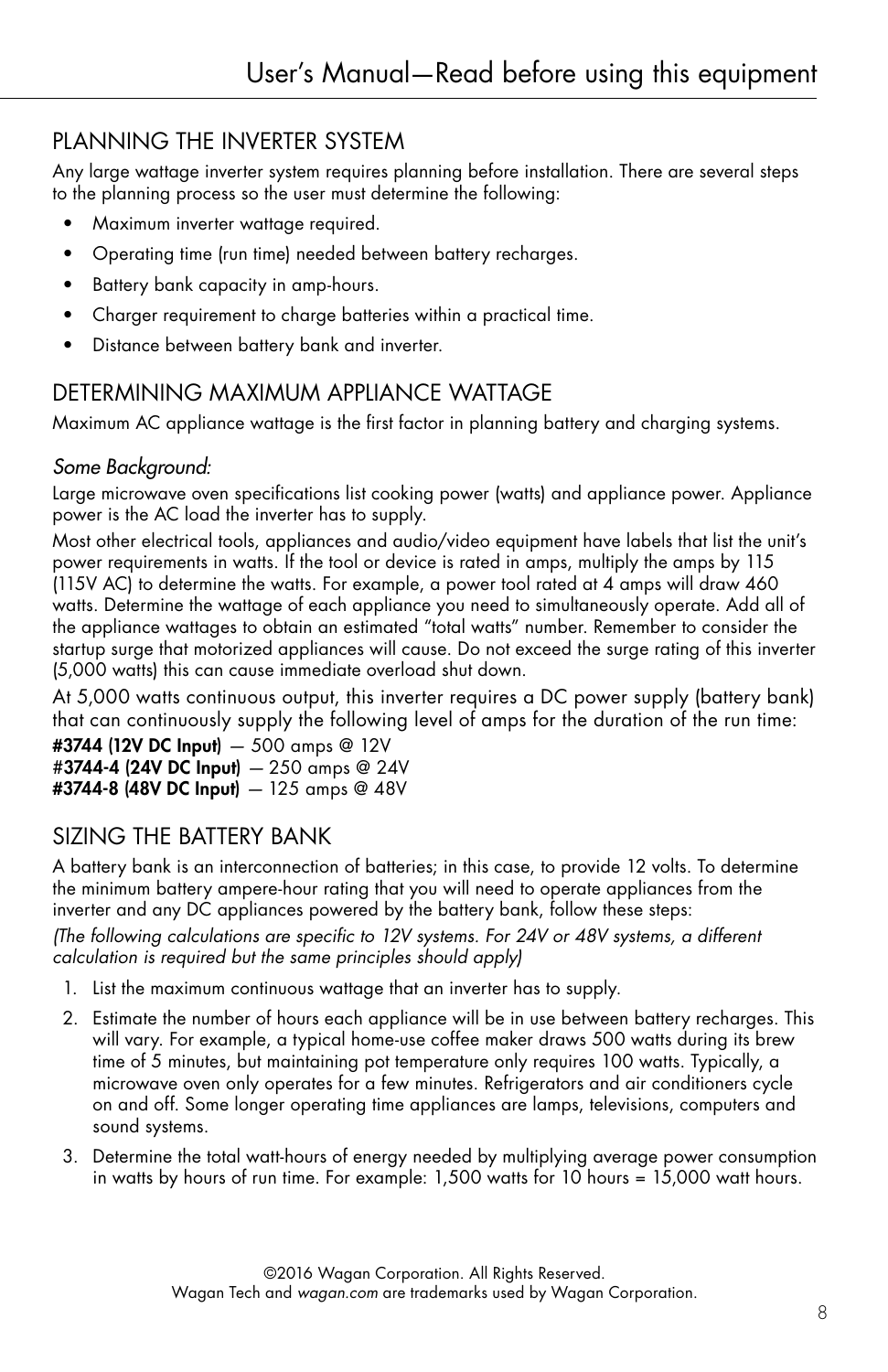## PLANNING THE INVERTER SYSTEM

Any large wattage inverter system requires planning before installation. There are several steps to the planning process so the user must determine the following:

- Maximum inverter wattage required.
- Operating time (run time) needed between battery recharges.
- Battery bank capacity in amp-hours.
- Charger requirement to charge batteries within a practical time.
- Distance between battery bank and inverter.

## DETERMINING MAXIMUM APPLIANCE WATTAGE

Maximum AC appliance wattage is the first factor in planning battery and charging systems.

*Some Background:*

Large microwave oven specifications list cooking power (watts) and appliance power. Appliance power is the AC load the inverter has to supply.

Most other electrical tools, appliances and audio/video equipment have labels that list the unit's power requirements in watts. If the tool or device is rated in amps, multiply the amps by 115 (115V AC) to determine the watts. For example, a power tool rated at 4 amps will draw 460 watts. Determine the wattage of each appliance you need to simultaneously operate. Add all of the appliance wattages to obtain an estimated "total watts" number. Remember to consider the startup surge that motorized appliances will cause. Do not exceed the surge rating of this inverter (5,000 watts) this can cause immediate overload shut down.

At 5,000 watts continuous output, this inverter requires a DC power supply (battery bank) that can continuously supply the following level of amps for the duration of the run time:

**#3744 (12V DC Input)** — 500 amps @ 12V
**#3744-4 (24V DC Input)** — 250 amps @ 24V
**#3744-8 (48V DC Input)** — 125 amps @ 48V

## SIZING THE BATTERY BANK

A battery bank is an interconnection of batteries; in this case, to provide 12 volts. To determine the minimum battery ampere-hour rating that you will need to operate appliances from the inverter and any DC appliances powered by the battery bank, follow these steps:

*(The following calculations are specific to 12V systems. For 24V or 48V systems, a different calculation is required but the same principles should apply)*

1. List the maximum continuous wattage that an inverter has to supply.
2. Estimate the number of hours each appliance will be in use between battery recharges. This will vary. For example, a typical home-use coffee maker draws 500 watts during its brew time of 5 minutes, but maintaining pot temperature only requires 100 watts. Typically, a microwave oven only operates for a few minutes. Refrigerators and air conditioners cycle on and off. Some longer operating time appliances are lamps, televisions, computers and sound systems.
3. Determine the total watt-hours of energy needed by multiplying average power consumption in watts by hours of run time. For example: 1,500 watts for 10 hours = 15,000 watt hours.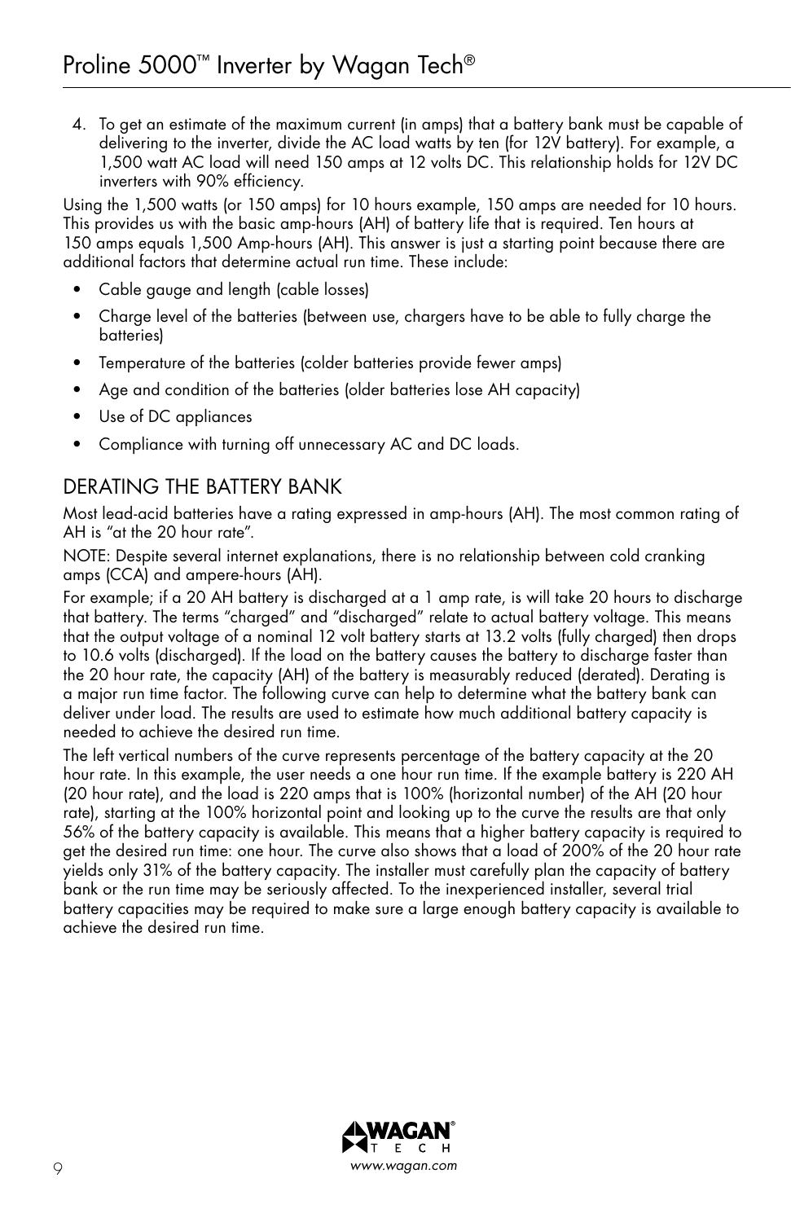4. To get an estimate of the maximum current (in amps) that a battery bank must be capable of delivering to the inverter, divide the AC load watts by ten (for 12V battery). For example, a 1,500 watt AC load will need 150 amps at 12 volts DC. This relationship holds for 12V DC inverters with 90% efficiency.

Using the 1,500 watts (or 150 amps) for 10 hours example, 150 amps are needed for 10 hours. This provides us with the basic amp-hours (AH) of battery life that is required. Ten hours at 150 amps equals 1,500 Amp-hours (AH). This answer is just a starting point because there are additional factors that determine actual run time. These include:

- Cable gauge and length (cable losses)
- Charge level of the batteries (between use, chargers have to be able to fully charge the batteries)
- Temperature of the batteries (colder batteries provide fewer amps)
- Age and condition of the batteries (older batteries lose AH capacity)
- Use of DC appliances
- Compliance with turning off unnecessary AC and DC loads.

## DERATING THE BATTERY BANK

Most lead-acid batteries have a rating expressed in amp-hours (AH). The most common rating of AH is "at the 20 hour rate".

NOTE: Despite several internet explanations, there is no relationship between cold cranking amps (CCA) and ampere-hours (AH).

For example; if a 20 AH battery is discharged at a 1 amp rate, is will take 20 hours to discharge that battery. The terms "charged" and "discharged" relate to actual battery voltage. This means that the output voltage of a nominal 12 volt battery starts at 13.2 volts (fully charged) then drops to 10.6 volts (discharged). If the load on the battery causes the battery to discharge faster than the 20 hour rate, the capacity (AH) of the battery is measurably reduced (derated). Derating is a major run time factor. The following curve can help to determine what the battery bank can deliver under load. The results are used to estimate how much additional battery capacity is needed to achieve the desired run time.

The left vertical numbers of the curve represents percentage of the battery capacity at the 20 hour rate. In this example, the user needs a one hour run time. If the example battery is 220 AH (20 hour rate), and the load is 220 amps that is 100% (horizontal number) of the AH (20 hour rate), starting at the 100% horizontal point and looking up to the curve the results are that only 56% of the battery capacity is available. This means that a higher battery capacity is required to get the desired run time: one hour. The curve also shows that a load of 200% of the 20 hour rate yields only 31% of the battery capacity. The installer must carefully plan the capacity of battery bank or the run time may be seriously affected. To the inexperienced installer, several trial battery capacities may be required to make sure a large enough battery capacity is available to achieve the desired run time.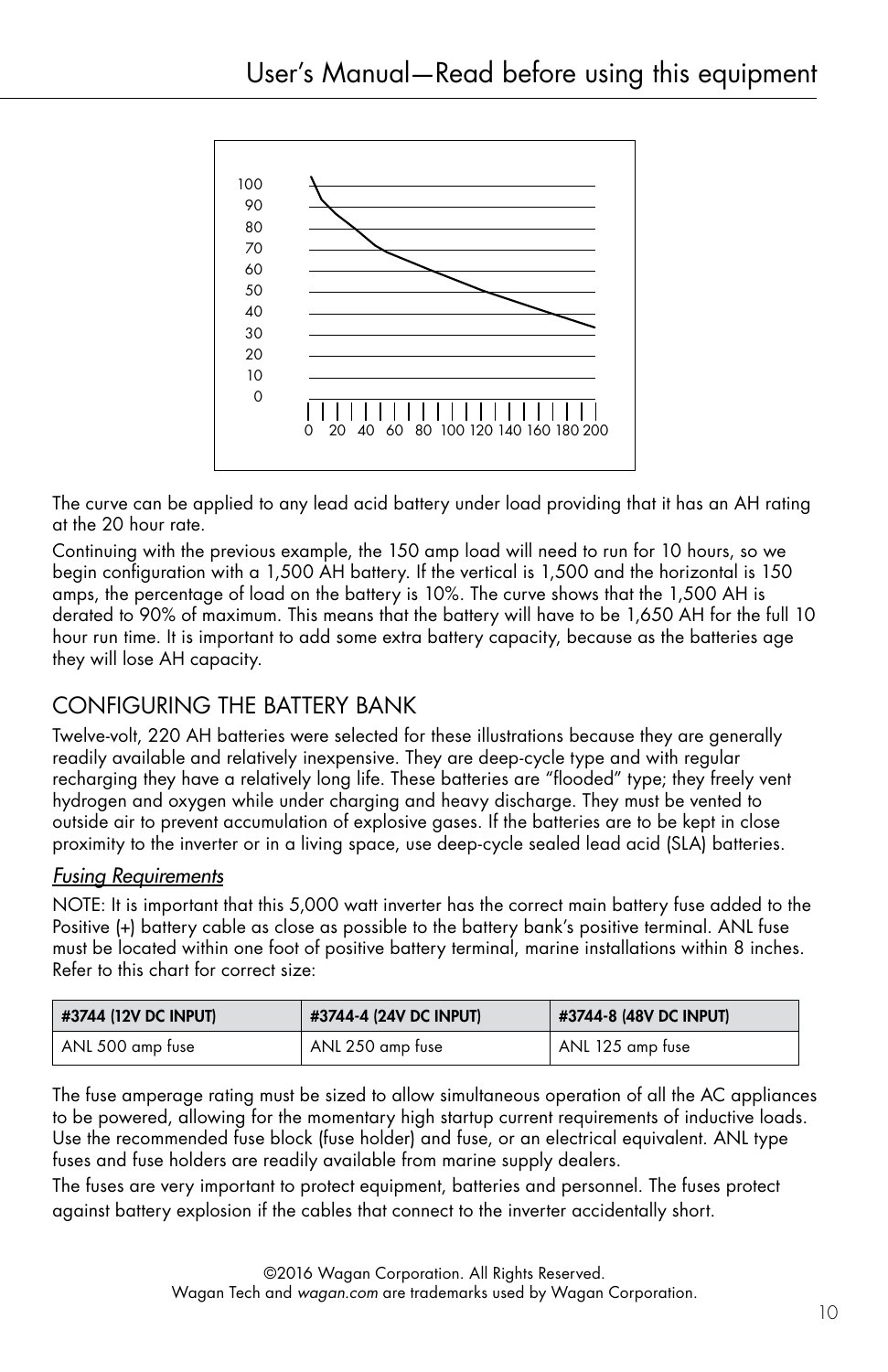The curve can be applied to any lead acid battery under load providing that it has an AH rating at the 20 hour rate.

Continuing with the previous example, the 150 amp load will need to run for 10 hours, so we begin configuration with a 1,500 AH battery. If the vertical is 1,500 and the horizontal is 150 amps, the percentage of load on the battery is 10%. The curve shows that the 1,500 AH is derated to 90% of maximum. This means that the battery will have to be 1,650 AH for the full 10 hour run time. It is important to add some extra battery capacity, because as the batteries age they will lose AH capacity.

## CONFIGURING THE BATTERY BANK

Twelve-volt, 220 AH batteries were selected for these illustrations because they are generally readily available and relatively inexpensive. They are deep-cycle type and with regular recharging they have a relatively long life. These batteries are "flooded" type; they freely vent hydrogen and oxygen while under charging and heavy discharge. They must be vented to outside air to prevent accumulation of explosive gases. If the batteries are to be kept in close proximity to the inverter or in a living space, use deep-cycle sealed lead acid (SLA) batteries.

### *Fusing Requirements*

NOTE: It is important that this 5,000 watt inverter has the correct main battery fuse added to the Positive (+) battery cable as close as possible to the battery bank's positive terminal. ANL fuse must be located within one foot of positive battery terminal, marine installations within 8 inches. Refer to this chart for correct size:

| #3744 (12V DC INPUT) | #3744-4 (24V DC INPUT) | #3744-8 (48V DC INPUT) |
|---|---|---|
| ANL 500 amp fuse | ANL 250 amp fuse | ANL 125 amp fuse |

The fuse amperage rating must be sized to allow simultaneous operation of all the AC appliances to be powered, allowing for the momentary high startup current requirements of inductive loads. Use the recommended fuse block (fuse holder) and fuse, or an electrical equivalent. ANL type fuses and fuse holders are readily available from marine supply dealers.

The fuses are very important to protect equipment, batteries and personnel. The fuses protect against battery explosion if the cables that connect to the inverter accidentally short.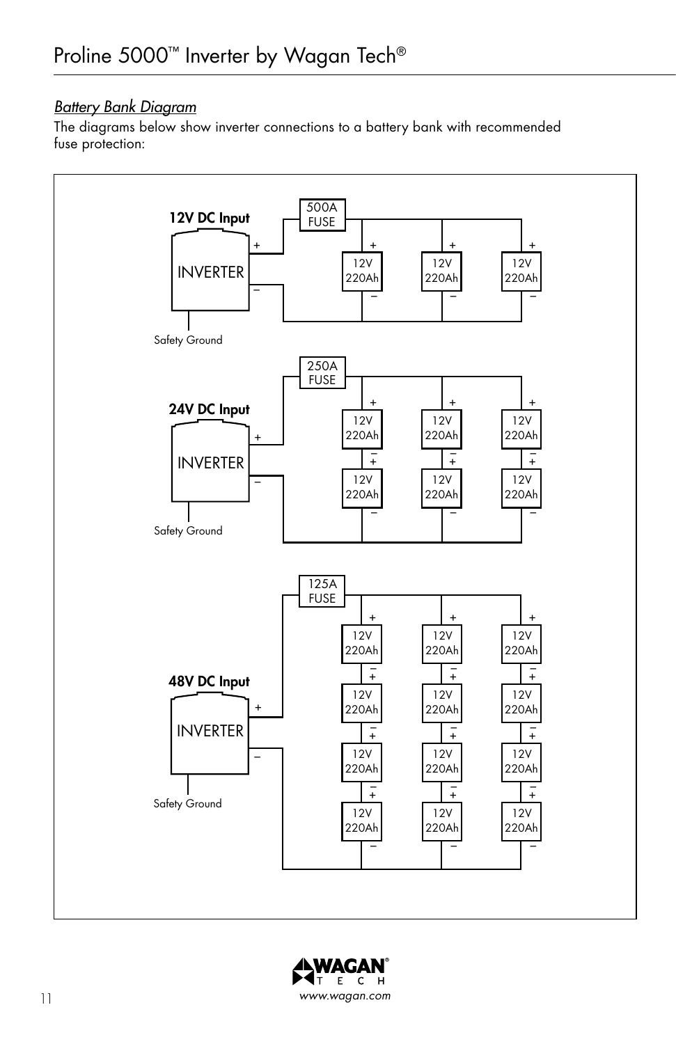## *Battery Bank Diagram*

The diagrams below show inverter connections to a battery bank with recommended fuse protection:

**12V DC Input**

INVERTER

500A FUSE

12V 220Ah | 12V 220Ah | 12V 220Ah

Safety Ground

**24V DC Input**

INVERTER

250A FUSE

12V 220Ah | 12V 220Ah | 12V 220Ah
12V 220Ah | 12V 220Ah | 12V 220Ah

Safety Ground

**48V DC Input**

INVERTER

125A FUSE

12V 220Ah | 12V 220Ah | 12V 220Ah
12V 220Ah | 12V 220Ah | 12V 220Ah
12V 220Ah | 12V 220Ah | 12V 220Ah
12V 220Ah | 12V 220Ah | 12V 220Ah

Safety Ground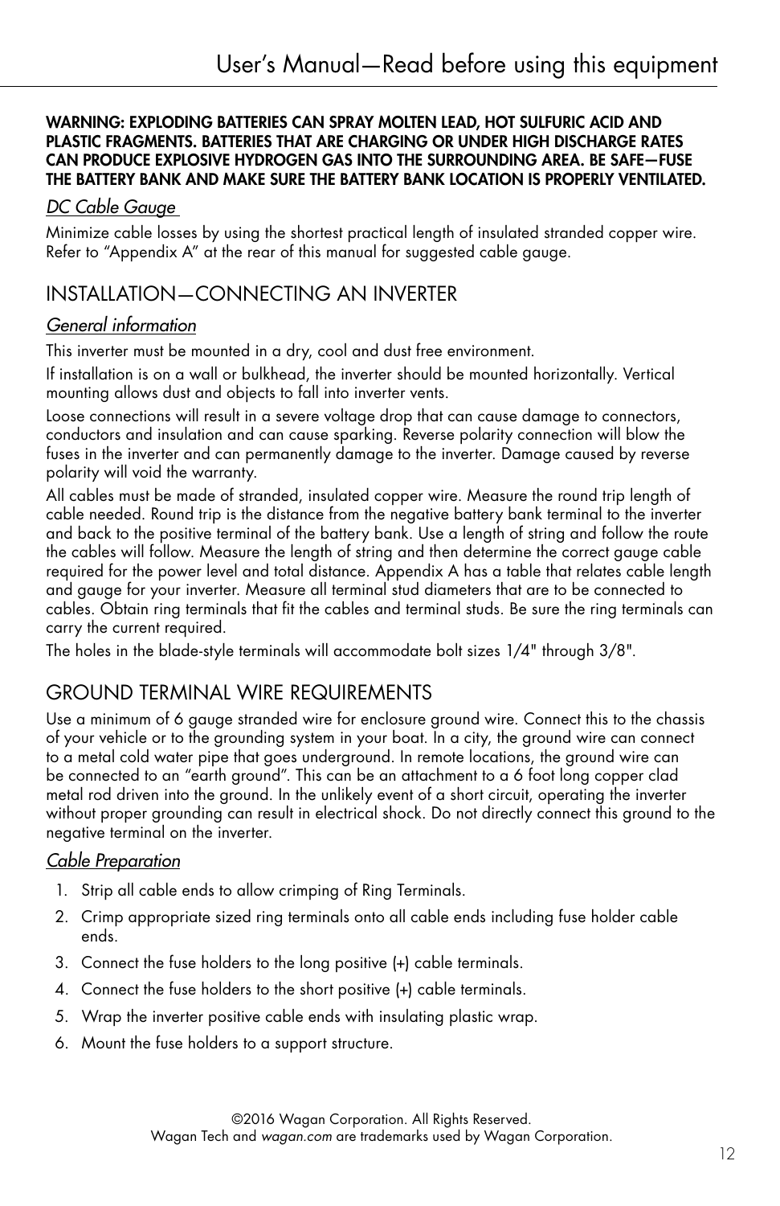**WARNING: EXPLODING BATTERIES CAN SPRAY MOLTEN LEAD, HOT SULFURIC ACID AND PLASTIC FRAGMENTS. BATTERIES THAT ARE CHARGING OR UNDER HIGH DISCHARGE RATES CAN PRODUCE EXPLOSIVE HYDROGEN GAS INTO THE SURROUNDING AREA. BE SAFE—FUSE THE BATTERY BANK AND MAKE SURE THE BATTERY BANK LOCATION IS PROPERLY VENTILATED.**

### *DC Cable Gauge*

Minimize cable losses by using the shortest practical length of insulated stranded copper wire. Refer to "Appendix A" at the rear of this manual for suggested cable gauge.

## INSTALLATION—CONNECTING AN INVERTER

### *General information*

This inverter must be mounted in a dry, cool and dust free environment.

If installation is on a wall or bulkhead, the inverter should be mounted horizontally. Vertical mounting allows dust and objects to fall into inverter vents.

Loose connections will result in a severe voltage drop that can cause damage to connectors, conductors and insulation and can cause sparking. Reverse polarity connection will blow the fuses in the inverter and can permanently damage to the inverter. Damage caused by reverse polarity will void the warranty.

All cables must be made of stranded, insulated copper wire. Measure the round trip length of cable needed. Round trip is the distance from the negative battery bank terminal to the inverter and back to the positive terminal of the battery bank. Use a length of string and follow the route the cables will follow. Measure the length of string and then determine the correct gauge cable required for the power level and total distance. Appendix A has a table that relates cable length and gauge for your inverter. Measure all terminal stud diameters that are to be connected to cables. Obtain ring terminals that fit the cables and terminal studs. Be sure the ring terminals can carry the current required.

The holes in the blade-style terminals will accommodate bolt sizes 1/4" through 3/8".

## GROUND TERMINAL WIRE REQUIREMENTS

Use a minimum of 6 gauge stranded wire for enclosure ground wire. Connect this to the chassis of your vehicle or to the grounding system in your boat. In a city, the ground wire can connect to a metal cold water pipe that goes underground. In remote locations, the ground wire can be connected to an "earth ground". This can be an attachment to a 6 foot long copper clad metal rod driven into the ground. In the unlikely event of a short circuit, operating the inverter without proper grounding can result in electrical shock. Do not directly connect this ground to the negative terminal on the inverter.

### *Cable Preparation*

1. Strip all cable ends to allow crimping of Ring Terminals.
2. Crimp appropriate sized ring terminals onto all cable ends including fuse holder cable ends.
3. Connect the fuse holders to the long positive (+) cable terminals.
4. Connect the fuse holders to the short positive (+) cable terminals.
5. Wrap the inverter positive cable ends with insulating plastic wrap.
6. Mount the fuse holders to a support structure.

©2016 Wagan Corporation. All Rights Reserved.
Wagan Tech and *wagan.com* are trademarks used by Wagan Corporation.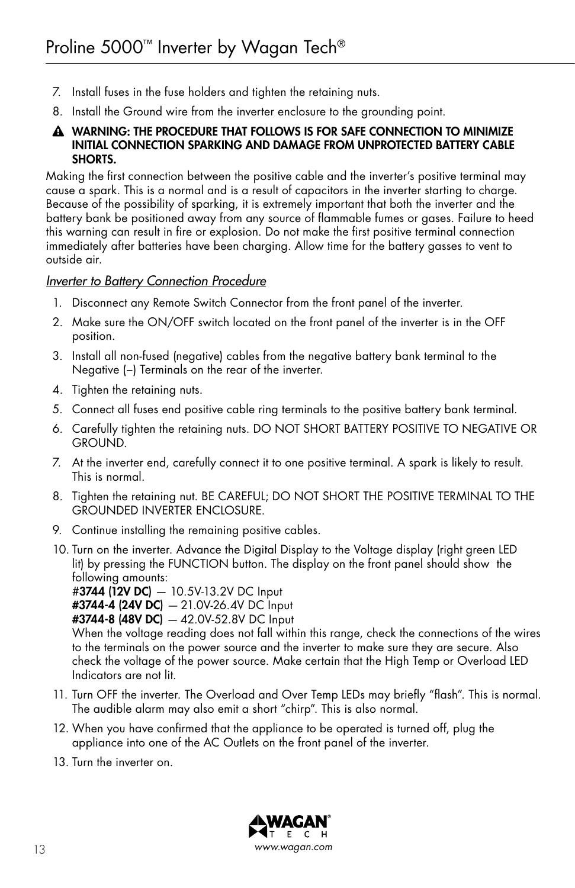7. Install fuses in the fuse holders and tighten the retaining nuts.
8. Install the Ground wire from the inverter enclosure to the grounding point.

⚠ **WARNING: THE PROCEDURE THAT FOLLOWS IS FOR SAFE CONNECTION TO MINIMIZE INITIAL CONNECTION SPARKING AND DAMAGE FROM UNPROTECTED BATTERY CABLE SHORTS.**

Making the first connection between the positive cable and the inverter's positive terminal may cause a spark. This is a normal and is a result of capacitors in the inverter starting to charge. Because of the possibility of sparking, it is extremely important that both the inverter and the battery bank be positioned away from any source of flammable fumes or gases. Failure to heed this warning can result in fire or explosion. Do not make the first positive terminal connection immediately after batteries have been charging. Allow time for the battery gasses to vent to outside air.

*Inverter to Battery Connection Procedure*

1. Disconnect any Remote Switch Connector from the front panel of the inverter.
2. Make sure the ON/OFF switch located on the front panel of the inverter is in the OFF position.
3. Install all non-fused (negative) cables from the negative battery bank terminal to the Negative (–) Terminals on the rear of the inverter.
4. Tighten the retaining nuts.
5. Connect all fuses end positive cable ring terminals to the positive battery bank terminal.
6. Carefully tighten the retaining nuts. DO NOT SHORT BATTERY POSITIVE TO NEGATIVE OR GROUND.
7. At the inverter end, carefully connect it to one positive terminal. A spark is likely to result. This is normal.
8. Tighten the retaining nut. BE CAREFUL; DO NOT SHORT THE POSITIVE TERMINAL TO THE GROUNDED INVERTER ENCLOSURE.
9. Continue installing the remaining positive cables.
10. Turn on the inverter. Advance the Digital Display to the Voltage display (right green LED lit) by pressing the FUNCTION button. The display on the front panel should show the following amounts:
    **#3744 (12V DC)** — 10.5V-13.2V DC Input
    **#3744-4 (24V DC)** — 21.0V-26.4V DC Input
    **#3744-8 (48V DC)** — 42.0V-52.8V DC Input
    When the voltage reading does not fall within this range, check the connections of the wires to the terminals on the power source and the inverter to make sure they are secure. Also check the voltage of the power source. Make certain that the High Temp or Overload LED Indicators are not lit.
11. Turn OFF the inverter. The Overload and Over Temp LEDs may briefly "flash". This is normal. The audible alarm may also emit a short "chirp". This is also normal.
12. When you have confirmed that the appliance to be operated is turned off, plug the appliance into one of the AC Outlets on the front panel of the inverter.
13. Turn the inverter on.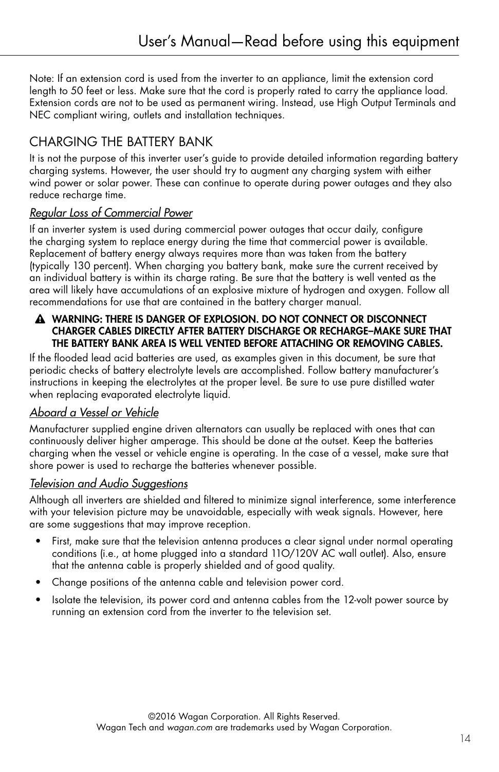Note: If an extension cord is used from the inverter to an appliance, limit the extension cord length to 50 feet or less. Make sure that the cord is properly rated to carry the appliance load. Extension cords are not to be used as permanent wiring. Instead, use High Output Terminals and NEC compliant wiring, outlets and installation techniques.

## CHARGING THE BATTERY BANK

It is not the purpose of this inverter user's guide to provide detailed information regarding battery charging systems. However, the user should try to augment any charging system with either wind power or solar power. These can continue to operate during power outages and they also reduce recharge time.

### *Regular Loss of Commercial Power*

If an inverter system is used during commercial power outages that occur daily, configure the charging system to replace energy during the time that commercial power is available. Replacement of battery energy always requires more than was taken from the battery (typically 130 percent). When charging you battery bank, make sure the current received by an individual battery is within its charge rating. Be sure that the battery is well vented as the area will likely have accumulations of an explosive mixture of hydrogen and oxygen. Follow all recommendations for use that are contained in the battery charger manual.

⚠ **WARNING: THERE IS DANGER OF EXPLOSION. DO NOT CONNECT OR DISCONNECT CHARGER CABLES DIRECTLY AFTER BATTERY DISCHARGE OR RECHARGE–MAKE SURE THAT THE BATTERY BANK AREA IS WELL VENTED BEFORE ATTACHING OR REMOVING CABLES.**

If the flooded lead acid batteries are used, as examples given in this document, be sure that periodic checks of battery electrolyte levels are accomplished. Follow battery manufacturer's instructions in keeping the electrolytes at the proper level. Be sure to use pure distilled water when replacing evaporated electrolyte liquid.

### *Aboard a Vessel or Vehicle*

Manufacturer supplied engine driven alternators can usually be replaced with ones that can continuously deliver higher amperage. This should be done at the outset. Keep the batteries charging when the vessel or vehicle engine is operating. In the case of a vessel, make sure that shore power is used to recharge the batteries whenever possible.

### *Television and Audio Suggestions*

Although all inverters are shielded and filtered to minimize signal interference, some interference with your television picture may be unavoidable, especially with weak signals. However, here are some suggestions that may improve reception.

- First, make sure that the television antenna produces a clear signal under normal operating conditions (i.e., at home plugged into a standard 11O/120V AC wall outlet). Also, ensure that the antenna cable is properly shielded and of good quality.
- Change positions of the antenna cable and television power cord.
- Isolate the television, its power cord and antenna cables from the 12-volt power source by running an extension cord from the inverter to the television set.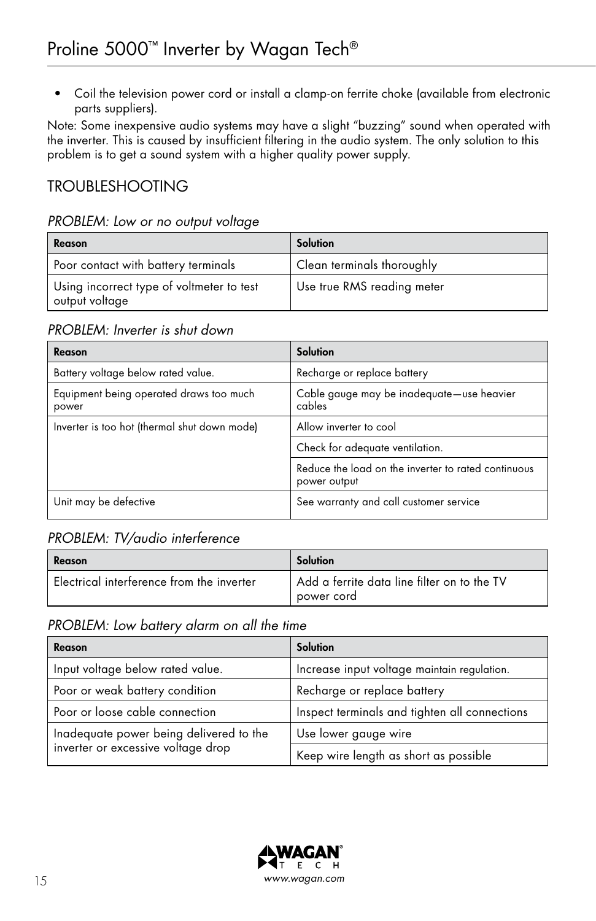- Coil the television power cord or install a clamp-on ferrite choke (available from electronic parts suppliers).

Note: Some inexpensive audio systems may have a slight "buzzing" sound when operated with the inverter. This is caused by insufficient filtering in the audio system. The only solution to this problem is to get a sound system with a higher quality power supply.

## TROUBLESHOOTING

*PROBLEM: Low or no output voltage*

| Reason | Solution |
|---|---|
| Poor contact with battery terminals | Clean terminals thoroughly |
| Using incorrect type of voltmeter to test output voltage | Use true RMS reading meter |

*PROBLEM: Inverter is shut down*

| Reason | Solution |
|---|---|
| Battery voltage below rated value. | Recharge or replace battery |
| Equipment being operated draws too much power | Cable gauge may be inadequate—use heavier cables |
| Inverter is too hot (thermal shut down mode) | Allow inverter to cool |
| | Check for adequate ventilation. |
| | Reduce the load on the inverter to rated continuous power output |
| Unit may be defective | See warranty and call customer service |

*PROBLEM: TV/audio interference*

| Reason | Solution |
|---|---|
| Electrical interference from the inverter | Add a ferrite data line filter on to the TV power cord |

*PROBLEM: Low battery alarm on all the time*

| Reason | Solution |
|---|---|
| Input voltage below rated value. | Increase input voltage maintain regulation. |
| Poor or weak battery condition | Recharge or replace battery |
| Poor or loose cable connection | Inspect terminals and tighten all connections |
| Inadequate power being delivered to the inverter or excessive voltage drop | Use lower gauge wire |
| | Keep wire length as short as possible |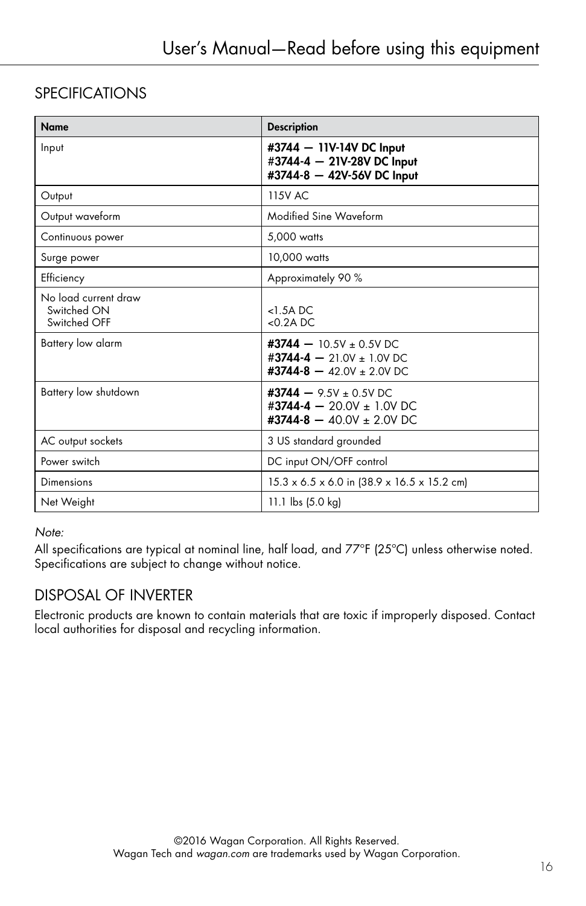## SPECIFICATIONS

| Name | Description |
| --- | --- |
| Input | **#3744 — 11V-14V DC Input**<br>**#3744-4 — 21V-28V DC Input**<br>**#3744-8 — 42V-56V DC Input** |
| Output | 115V AC |
| Output waveform | Modified Sine Waveform |
| Continuous power | 5,000 watts |
| Surge power | 10,000 watts |
| Efficiency | Approximately 90 % |
| No load current draw<br>Switched ON<br>Switched OFF | <br><1.5A DC<br><0.2A DC |
| Battery low alarm | **#3744 —** 10.5V ± 0.5V DC<br>**#3744-4 —** 21.0V ± 1.0V DC<br>**#3744-8 —** 42.0V ± 2.0V DC |
| Battery low shutdown | **#3744 —** 9.5V ± 0.5V DC<br>**#3744-4 —** 20.0V ± 1.0V DC<br>**#3744-8 —** 40.0V ± 2.0V DC |
| AC output sockets | 3 US standard grounded |
| Power switch | DC input ON/OFF control |
| Dimensions | 15.3 x 6.5 x 6.0 in (38.9 x 16.5 x 15.2 cm) |
| Net Weight | 11.1 lbs (5.0 kg) |

*Note:*

All specifications are typical at nominal line, half load, and 77°F (25°C) unless otherwise noted. Specifications are subject to change without notice.

## DISPOSAL OF INVERTER

Electronic products are known to contain materials that are toxic if improperly disposed. Contact local authorities for disposal and recycling information.

©2016 Wagan Corporation. All Rights Reserved.
Wagan Tech and *wagan.com* are trademarks used by Wagan Corporation.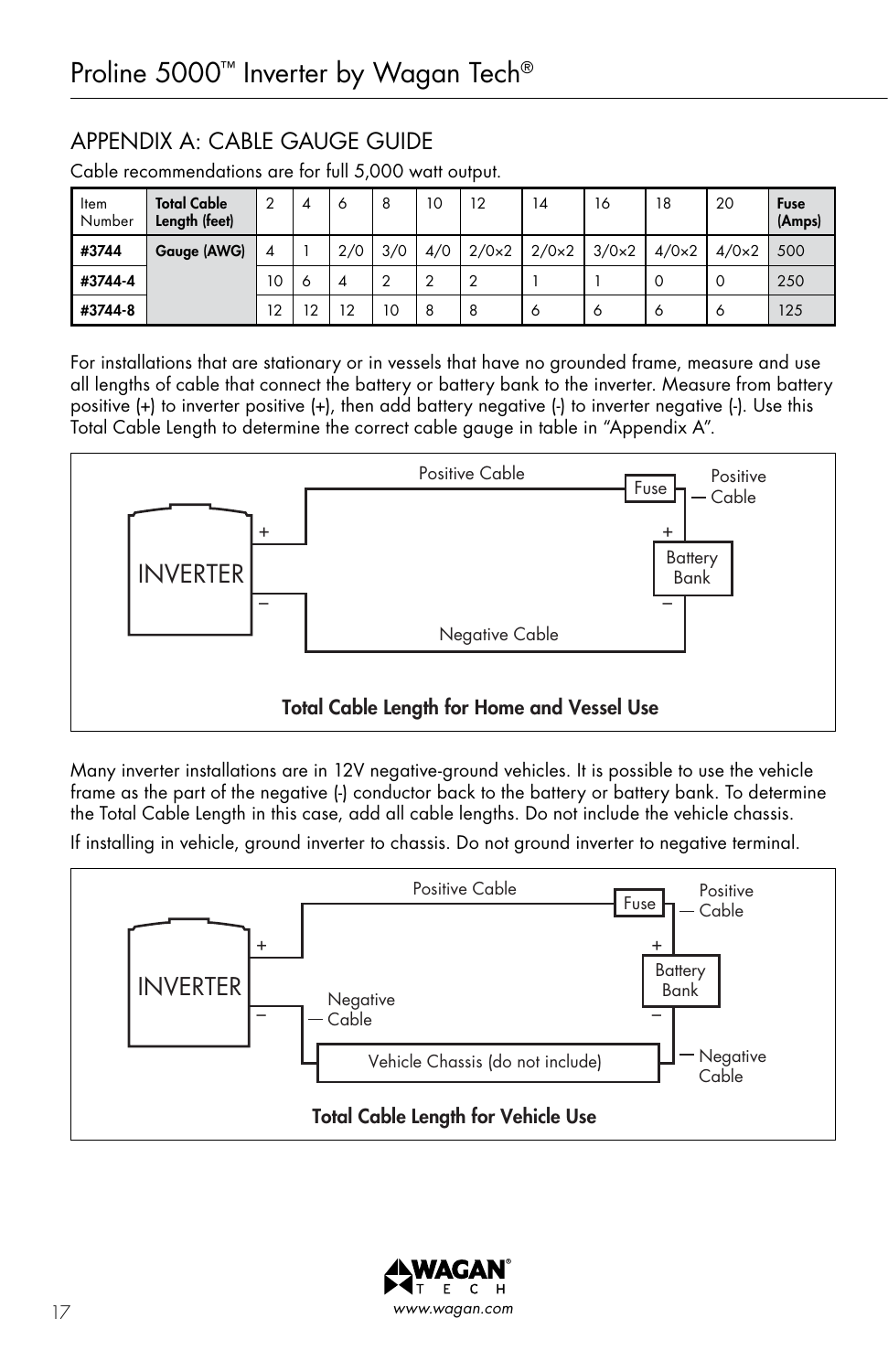## APPENDIX A: CABLE GAUGE GUIDE

Cable recommendations are for full 5,000 watt output.

| Item Number | **Total Cable Length (feet)** | 2 | 4 | 6 | 8 | 10 | 12 | 14 | 16 | 18 | 20 | **Fuse (Amps)** |
|---|---|---|---|---|---|---|---|---|---|---|---|---|
| **#3744** | **Gauge (AWG)** | 4 | 1 | 2/0 | 3/0 | 4/0 | 2/0×2 | 2/0×2 | 3/0×2 | 4/0×2 | 4/0×2 | 500 |
| **#3744-4** | | 10 | 6 | 4 | 2 | 2 | 2 | 1 | 1 | 0 | 0 | 250 |
| **#3744-8** | | 12 | 12 | 12 | 10 | 8 | 8 | 6 | 6 | 6 | 6 | 125 |

For installations that are stationary or in vessels that have no grounded frame, measure and use all lengths of cable that connect the battery or battery bank to the inverter. Measure from battery positive (+) to inverter positive (+), then add battery negative (-) to inverter negative (-). Use this Total Cable Length to determine the correct cable gauge in table in "Appendix A".

INVERTER — Positive Cable — Fuse — Positive Cable — Battery Bank — Negative Cable

**Total Cable Length for Home and Vessel Use**

Many inverter installations are in 12V negative-ground vehicles. It is possible to use the vehicle frame as the part of the negative (-) conductor back to the battery or battery bank. To determine the Total Cable Length in this case, add all cable lengths. Do not include the vehicle chassis.

If installing in vehicle, ground inverter to chassis. Do not ground inverter to negative terminal.

INVERTER — Positive Cable — Fuse — Positive Cable — Battery Bank — Negative Cable — Vehicle Chassis (do not include) — Negative Cable

**Total Cable Length for Vehicle Use**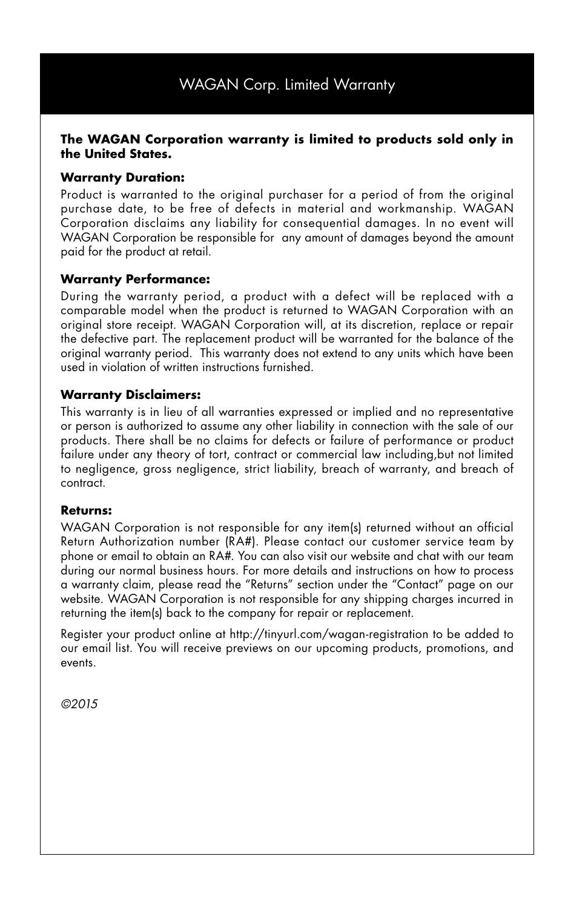# WAGAN Corp. Limited Warranty

**The WAGAN Corporation warranty is limited to products sold only in the United States.**

**Warranty Duration:**

Product is warranted to the original purchaser for a period of from the original purchase date, to be free of defects in material and workmanship. WAGAN Corporation disclaims any liability for consequential damages. In no event will WAGAN Corporation be responsible for any amount of damages beyond the amount paid for the product at retail.

**Warranty Performance:**

During the warranty period, a product with a defect will be replaced with a comparable model when the product is returned to WAGAN Corporation with an original store receipt. WAGAN Corporation will, at its discretion, replace or repair the defective part. The replacement product will be warranted for the balance of the original warranty period. This warranty does not extend to any units which have been used in violation of written instructions furnished.

**Warranty Disclaimers:**

This warranty is in lieu of all warranties expressed or implied and no representative or person is authorized to assume any other liability in connection with the sale of our products. There shall be no claims for defects or failure of performance or product failure under any theory of tort, contract or commercial law including,but not limited to negligence, gross negligence, strict liability, breach of warranty, and breach of contract.

**Returns:**

WAGAN Corporation is not responsible for any item(s) returned without an official Return Authorization number (RA#). Please contact our customer service team by phone or email to obtain an RA#. You can also visit our website and chat with our team during our normal business hours. For more details and instructions on how to process a warranty claim, please read the "Returns" section under the "Contact" page on our website. WAGAN Corporation is not responsible for any shipping charges incurred in returning the item(s) back to the company for repair or replacement.

Register your product online at http://tinyurl.com/wagan-registration to be added to our email list. You will receive previews on our upcoming products, promotions, and events.

*©2015*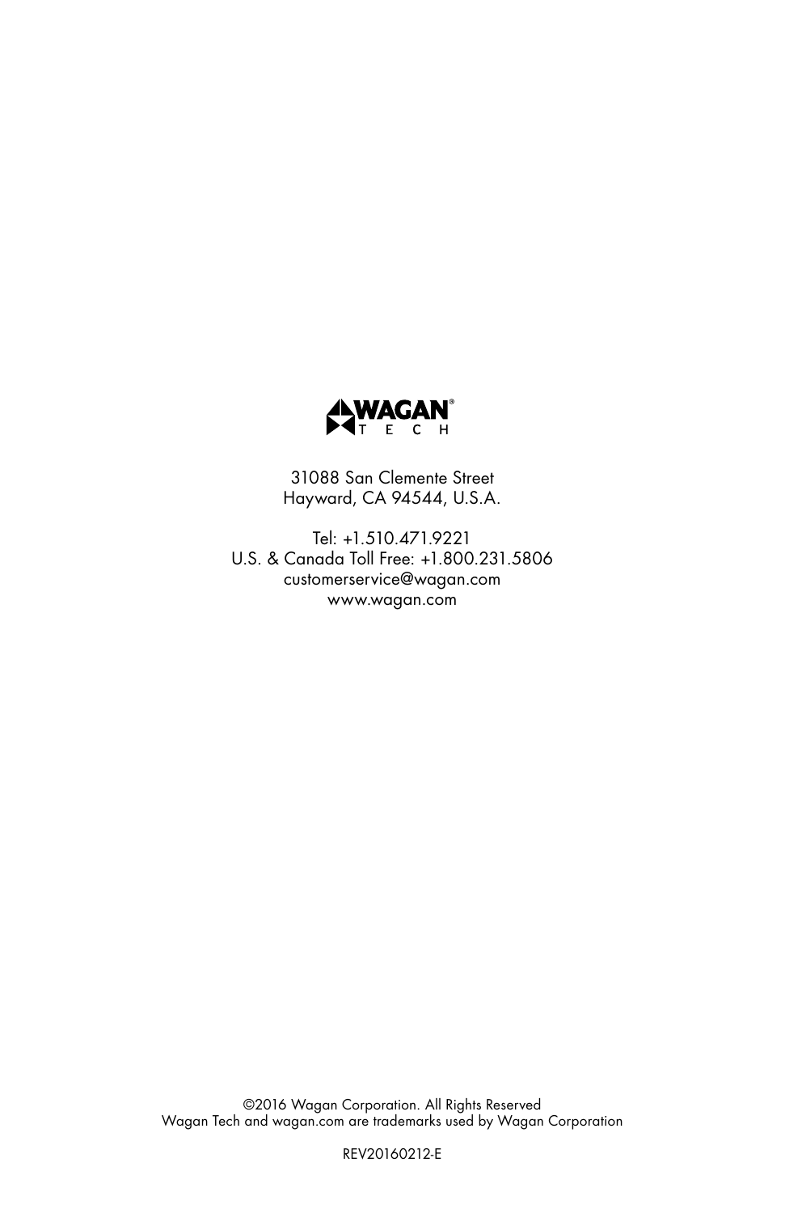WAGAN®
TECH

31088 San Clemente Street
Hayward, CA 94544, U.S.A.

Tel: +1.510.471.9221
U.S. & Canada Toll Free: +1.800.231.5806
customerservice@wagan.com
www.wagan.com

©2016 Wagan Corporation. All Rights Reserved
Wagan Tech and wagan.com are trademarks used by Wagan Corporation

REV20160212-E